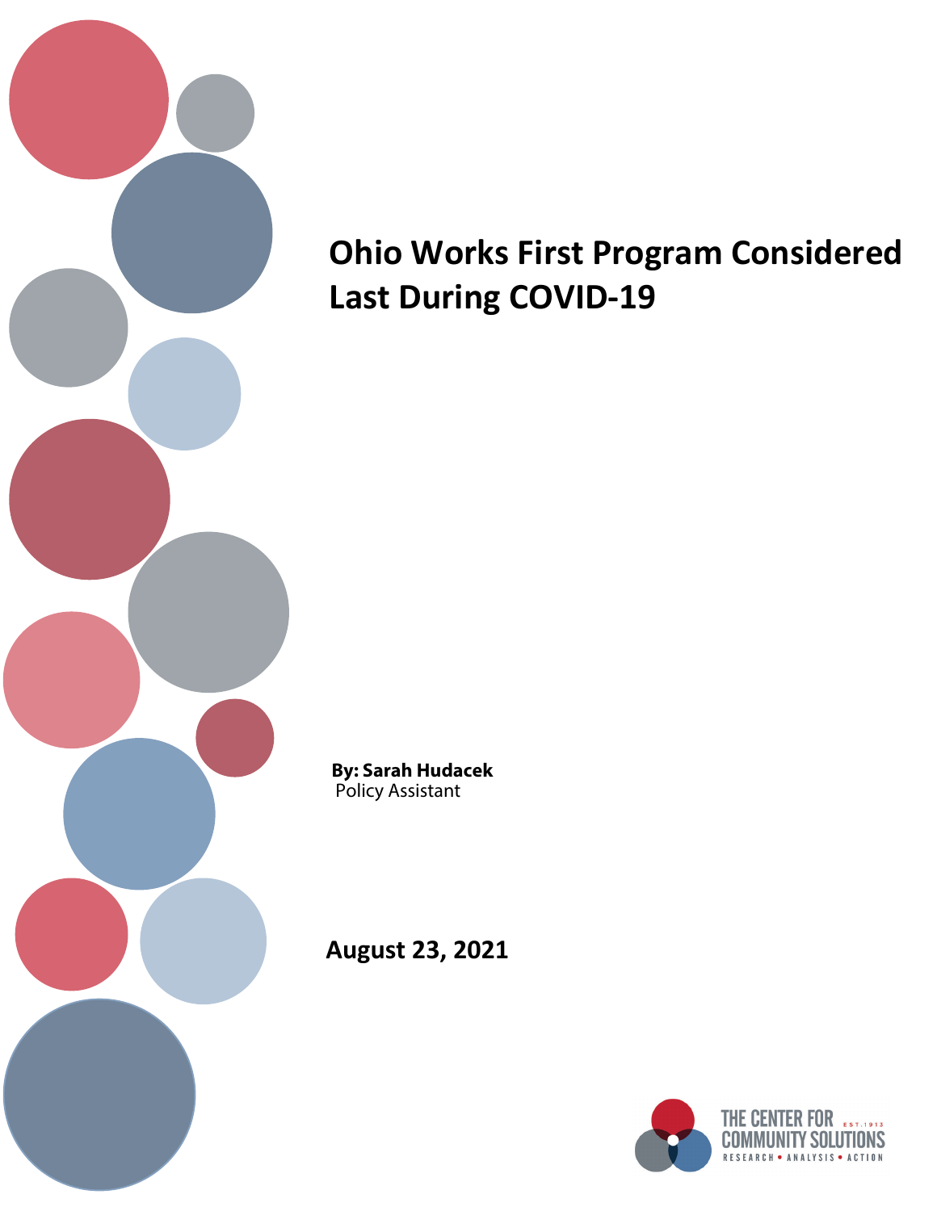# Ohio Works First Program Considered Last During COVID-19

**By: Sarah Hudacek**
Policy Assistant

**August 23, 2021**

THE CENTER FOR COMMUNITY SOLUTIONS
EST. 1913
RESEARCH • ANALYSIS • ACTION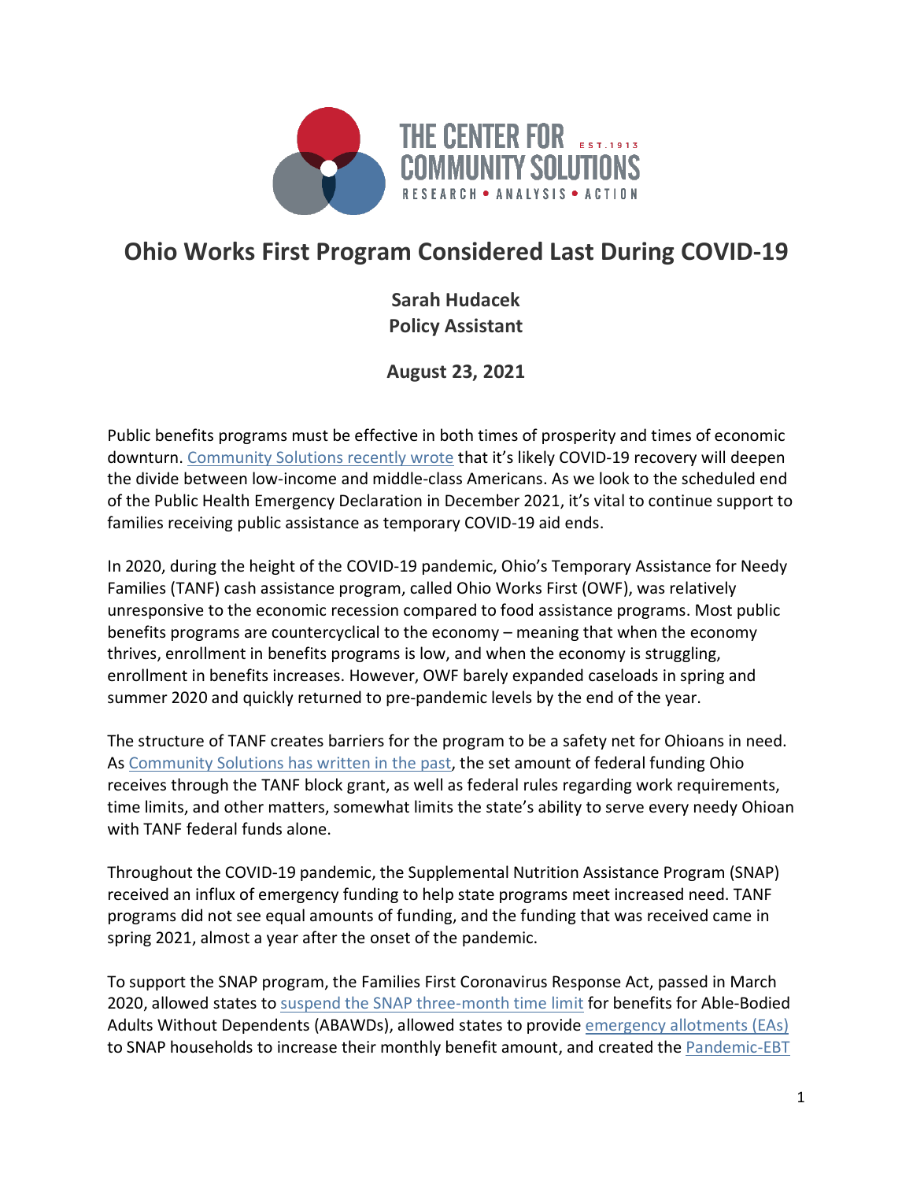# Ohio Works First Program Considered Last During COVID-19

**Sarah Hudacek**
**Policy Assistant**

**August 23, 2021**

Public benefits programs must be effective in both times of prosperity and times of economic downturn. Community Solutions recently wrote that it's likely COVID-19 recovery will deepen the divide between low-income and middle-class Americans. As we look to the scheduled end of the Public Health Emergency Declaration in December 2021, it's vital to continue support to families receiving public assistance as temporary COVID-19 aid ends.

In 2020, during the height of the COVID-19 pandemic, Ohio's Temporary Assistance for Needy Families (TANF) cash assistance program, called Ohio Works First (OWF), was relatively unresponsive to the economic recession compared to food assistance programs. Most public benefits programs are countercyclical to the economy – meaning that when the economy thrives, enrollment in benefits programs is low, and when the economy is struggling, enrollment in benefits increases. However, OWF barely expanded caseloads in spring and summer 2020 and quickly returned to pre-pandemic levels by the end of the year.

The structure of TANF creates barriers for the program to be a safety net for Ohioans in need. As Community Solutions has written in the past, the set amount of federal funding Ohio receives through the TANF block grant, as well as federal rules regarding work requirements, time limits, and other matters, somewhat limits the state's ability to serve every needy Ohioan with TANF federal funds alone.

Throughout the COVID-19 pandemic, the Supplemental Nutrition Assistance Program (SNAP) received an influx of emergency funding to help state programs meet increased need. TANF programs did not see equal amounts of funding, and the funding that was received came in spring 2021, almost a year after the onset of the pandemic.

To support the SNAP program, the Families First Coronavirus Response Act, passed in March 2020, allowed states to suspend the SNAP three-month time limit for benefits for Able-Bodied Adults Without Dependents (ABAWDs), allowed states to provide emergency allotments (EAs) to SNAP households to increase their monthly benefit amount, and created the Pandemic-EBT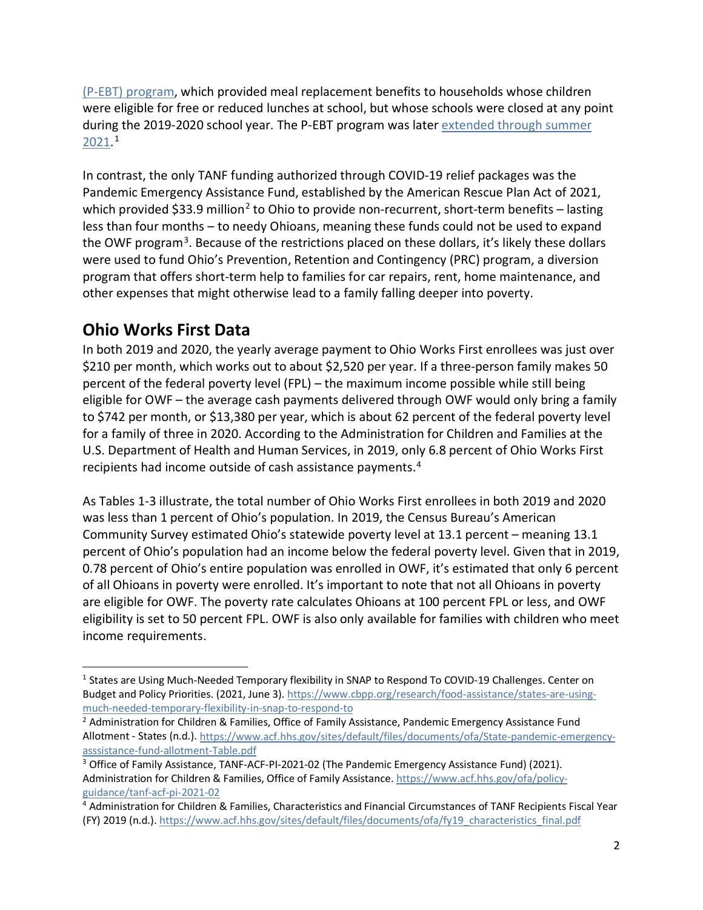(P-EBT) program, which provided meal replacement benefits to households whose children were eligible for free or reduced lunches at school, but whose schools were closed at any point during the 2019-2020 school year. The P-EBT program was later extended through summer 2021.[1]

In contrast, the only TANF funding authorized through COVID-19 relief packages was the Pandemic Emergency Assistance Fund, established by the American Rescue Plan Act of 2021, which provided $33.9 million[2] to Ohio to provide non-recurrent, short-term benefits – lasting less than four months – to needy Ohioans, meaning these funds could not be used to expand the OWF program[3]. Because of the restrictions placed on these dollars, it's likely these dollars were used to fund Ohio's Prevention, Retention and Contingency (PRC) program, a diversion program that offers short-term help to families for car repairs, rent, home maintenance, and other expenses that might otherwise lead to a family falling deeper into poverty.

## Ohio Works First Data

In both 2019 and 2020, the yearly average payment to Ohio Works First enrollees was just over $210 per month, which works out to about $2,520 per year. If a three-person family makes 50 percent of the federal poverty level (FPL) – the maximum income possible while still being eligible for OWF – the average cash payments delivered through OWF would only bring a family to $742 per month, or $13,380 per year, which is about 62 percent of the federal poverty level for a family of three in 2020. According to the Administration for Children and Families at the U.S. Department of Health and Human Services, in 2019, only 6.8 percent of Ohio Works First recipients had income outside of cash assistance payments.[4]

As Tables 1-3 illustrate, the total number of Ohio Works First enrollees in both 2019 and 2020 was less than 1 percent of Ohio's population. In 2019, the Census Bureau's American Community Survey estimated Ohio's statewide poverty level at 13.1 percent – meaning 13.1 percent of Ohio's population had an income below the federal poverty level. Given that in 2019, 0.78 percent of Ohio's entire population was enrolled in OWF, it's estimated that only 6 percent of all Ohioans in poverty were enrolled. It's important to note that not all Ohioans in poverty are eligible for OWF. The poverty rate calculates Ohioans at 100 percent FPL or less, and OWF eligibility is set to 50 percent FPL. OWF is also only available for families with children who meet income requirements.

---

[1] States are Using Much-Needed Temporary flexibility in SNAP to Respond To COVID-19 Challenges. Center on Budget and Policy Priorities. (2021, June 3). https://www.cbpp.org/research/food-assistance/states-are-using-much-needed-temporary-flexibility-in-snap-to-respond-to

[2] Administration for Children & Families, Office of Family Assistance, Pandemic Emergency Assistance Fund Allotment - States (n.d.). https://www.acf.hhs.gov/sites/default/files/documents/ofa/State-pandemic-emergency-asssistance-fund-allotment-Table.pdf

[3] Office of Family Assistance, TANF-ACF-PI-2021-02 (The Pandemic Emergency Assistance Fund) (2021). Administration for Children & Families, Office of Family Assistance. https://www.acf.hhs.gov/ofa/policy-guidance/tanf-acf-pi-2021-02

[4] Administration for Children & Families, Characteristics and Financial Circumstances of TANF Recipients Fiscal Year (FY) 2019 (n.d.). https://www.acf.hhs.gov/sites/default/files/documents/ofa/fy19_characteristics_final.pdf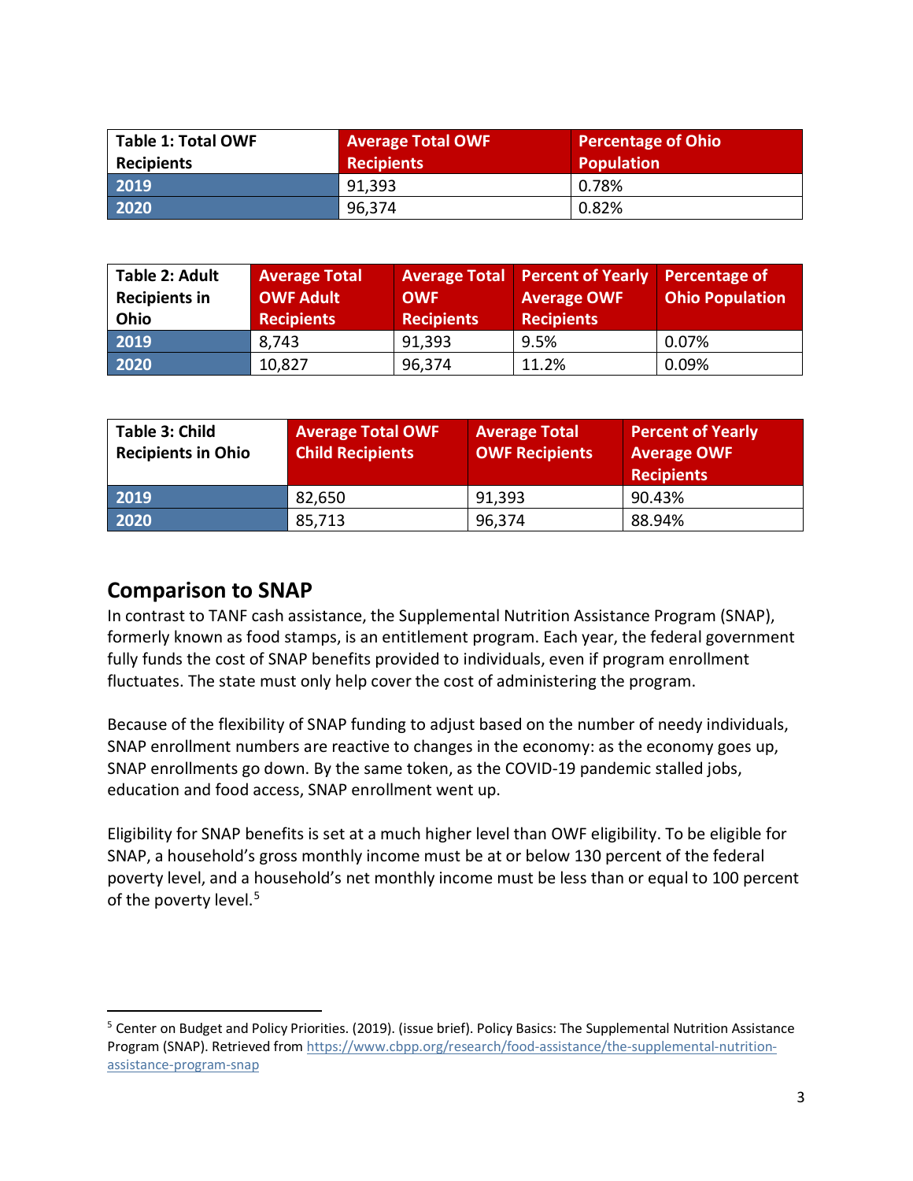| Table 1: Total OWF Recipients | Average Total OWF Recipients | Percentage of Ohio Population |
|---|---|---|
| 2019 | 91,393 | 0.78% |
| 2020 | 96,374 | 0.82% |

| Table 2: Adult Recipients in Ohio | Average Total OWF Adult Recipients | Average Total OWF Recipients | Percent of Yearly Average OWF Recipients | Percentage of Ohio Population |
|---|---|---|---|---|
| 2019 | 8,743 | 91,393 | 9.5% | 0.07% |
| 2020 | 10,827 | 96,374 | 11.2% | 0.09% |

| Table 3: Child Recipients in Ohio | Average Total OWF Child Recipients | Average Total OWF Recipients | Percent of Yearly Average OWF Recipients |
|---|---|---|---|
| 2019 | 82,650 | 91,393 | 90.43% |
| 2020 | 85,713 | 96,374 | 88.94% |

## Comparison to SNAP

In contrast to TANF cash assistance, the Supplemental Nutrition Assistance Program (SNAP), formerly known as food stamps, is an entitlement program. Each year, the federal government fully funds the cost of SNAP benefits provided to individuals, even if program enrollment fluctuates. The state must only help cover the cost of administering the program.

Because of the flexibility of SNAP funding to adjust based on the number of needy individuals, SNAP enrollment numbers are reactive to changes in the economy: as the economy goes up, SNAP enrollments go down. By the same token, as the COVID-19 pandemic stalled jobs, education and food access, SNAP enrollment went up.

Eligibility for SNAP benefits is set at a much higher level than OWF eligibility. To be eligible for SNAP, a household's gross monthly income must be at or below 130 percent of the federal poverty level, and a household's net monthly income must be less than or equal to 100 percent of the poverty level.[5]

---

[5] Center on Budget and Policy Priorities. (2019). (issue brief). Policy Basics: The Supplemental Nutrition Assistance Program (SNAP). Retrieved from https://www.cbpp.org/research/food-assistance/the-supplemental-nutrition-assistance-program-snap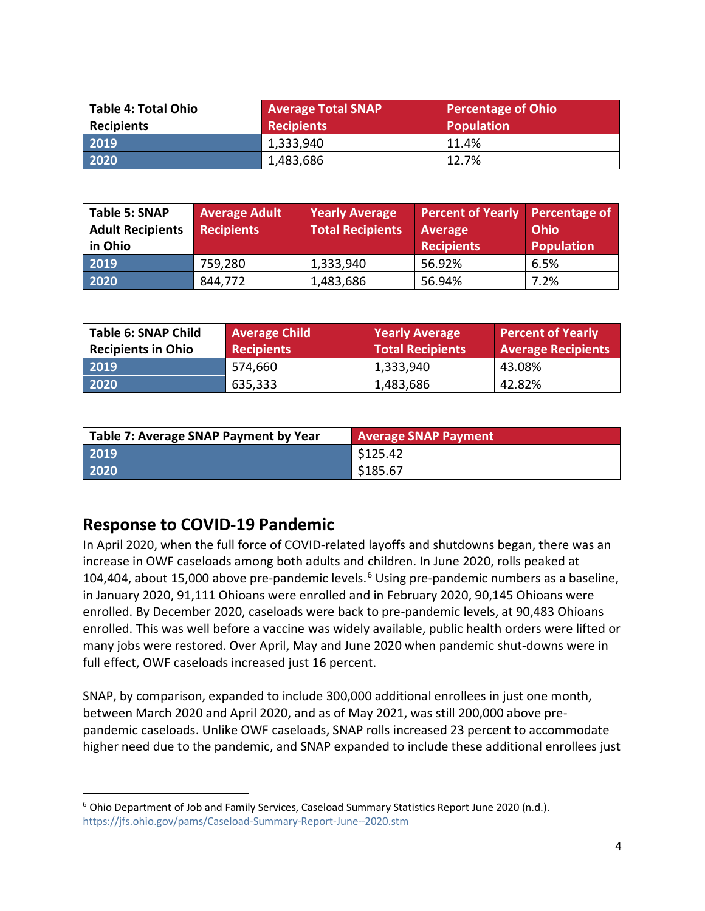| Table 4: Total Ohio Recipients | Average Total SNAP Recipients | Percentage of Ohio Population |
|---|---|---|
| 2019 | 1,333,940 | 11.4% |
| 2020 | 1,483,686 | 12.7% |

| Table 5: SNAP Adult Recipients in Ohio | Average Adult Recipients | Yearly Average Total Recipients | Percent of Yearly Average Recipients | Percentage of Ohio Population |
|---|---|---|---|---|
| 2019 | 759,280 | 1,333,940 | 56.92% | 6.5% |
| 2020 | 844,772 | 1,483,686 | 56.94% | 7.2% |

| Table 6: SNAP Child Recipients in Ohio | Average Child Recipients | Yearly Average Total Recipients | Percent of Yearly Average Recipients |
|---|---|---|---|
| 2019 | 574,660 | 1,333,940 | 43.08% |
| 2020 | 635,333 | 1,483,686 | 42.82% |

| Table 7: Average SNAP Payment by Year | Average SNAP Payment |
|---|---|
| 2019 | $125.42 |
| 2020 | $185.67 |

## Response to COVID-19 Pandemic

In April 2020, when the full force of COVID-related layoffs and shutdowns began, there was an increase in OWF caseloads among both adults and children. In June 2020, rolls peaked at 104,404, about 15,000 above pre-pandemic levels.[6] Using pre-pandemic numbers as a baseline, in January 2020, 91,111 Ohioans were enrolled and in February 2020, 90,145 Ohioans were enrolled. By December 2020, caseloads were back to pre-pandemic levels, at 90,483 Ohioans enrolled. This was well before a vaccine was widely available, public health orders were lifted or many jobs were restored. Over April, May and June 2020 when pandemic shut-downs were in full effect, OWF caseloads increased just 16 percent.

SNAP, by comparison, expanded to include 300,000 additional enrollees in just one month, between March 2020 and April 2020, and as of May 2021, was still 200,000 above pre-pandemic caseloads. Unlike OWF caseloads, SNAP rolls increased 23 percent to accommodate higher need due to the pandemic, and SNAP expanded to include these additional enrollees just

[6] Ohio Department of Job and Family Services, Caseload Summary Statistics Report June 2020 (n.d.). https://jfs.ohio.gov/pams/Caseload-Summary-Report-June--2020.stm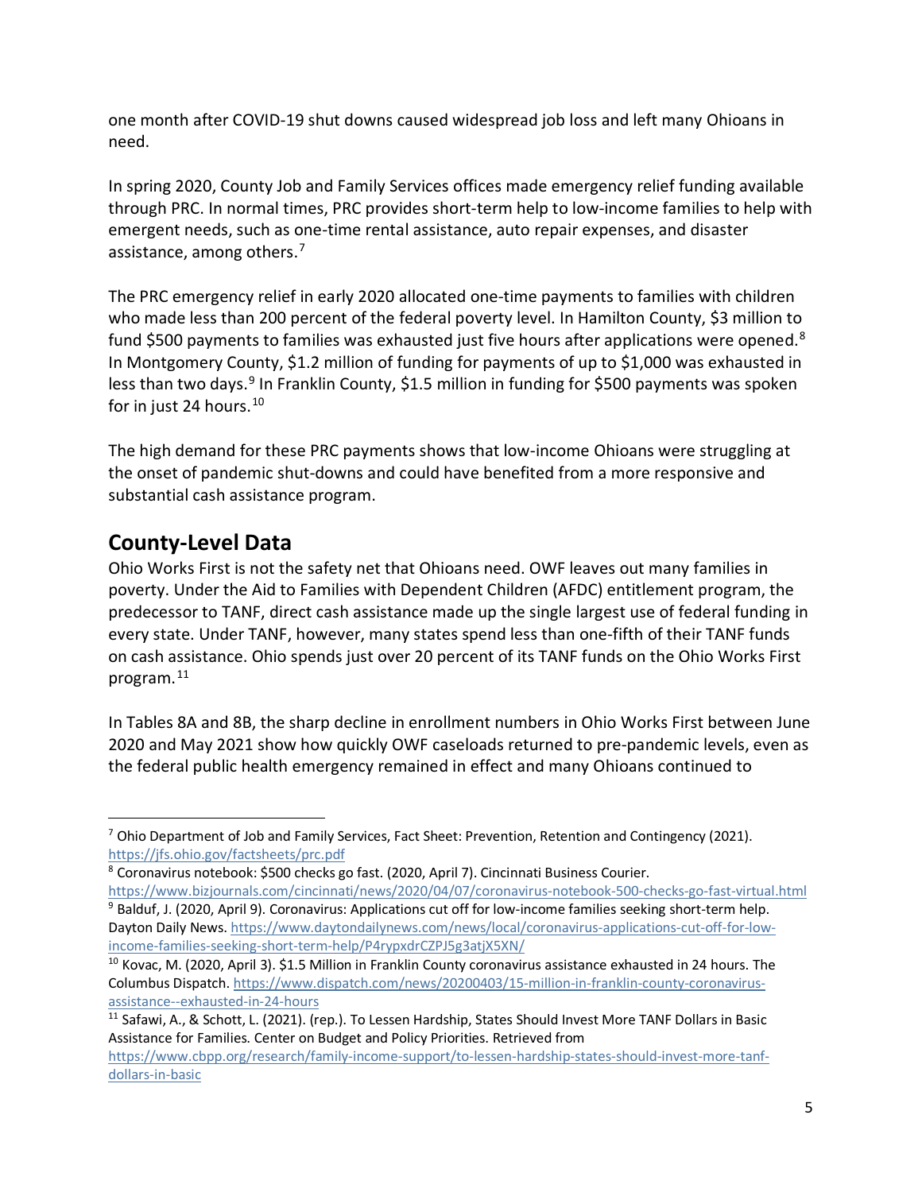one month after COVID-19 shut downs caused widespread job loss and left many Ohioans in need.

In spring 2020, County Job and Family Services offices made emergency relief funding available through PRC. In normal times, PRC provides short-term help to low-income families to help with emergent needs, such as one-time rental assistance, auto repair expenses, and disaster assistance, among others.[7]

The PRC emergency relief in early 2020 allocated one-time payments to families with children who made less than 200 percent of the federal poverty level. In Hamilton County, $3 million to fund $500 payments to families was exhausted just five hours after applications were opened.[8] In Montgomery County, $1.2 million of funding for payments of up to $1,000 was exhausted in less than two days.[9] In Franklin County, $1.5 million in funding for $500 payments was spoken for in just 24 hours.[10]

The high demand for these PRC payments shows that low-income Ohioans were struggling at the onset of pandemic shut-downs and could have benefited from a more responsive and substantial cash assistance program.

## County-Level Data

Ohio Works First is not the safety net that Ohioans need. OWF leaves out many families in poverty. Under the Aid to Families with Dependent Children (AFDC) entitlement program, the predecessor to TANF, direct cash assistance made up the single largest use of federal funding in every state. Under TANF, however, many states spend less than one-fifth of their TANF funds on cash assistance. Ohio spends just over 20 percent of its TANF funds on the Ohio Works First program.[11]

In Tables 8A and 8B, the sharp decline in enrollment numbers in Ohio Works First between June 2020 and May 2021 show how quickly OWF caseloads returned to pre-pandemic levels, even as the federal public health emergency remained in effect and many Ohioans continued to

---

[7] Ohio Department of Job and Family Services, Fact Sheet: Prevention, Retention and Contingency (2021). https://jfs.ohio.gov/factsheets/prc.pdf

[8] Coronavirus notebook: $500 checks go fast. (2020, April 7). Cincinnati Business Courier. https://www.bizjournals.com/cincinnati/news/2020/04/07/coronavirus-notebook-500-checks-go-fast-virtual.html

[9] Balduf, J. (2020, April 9). Coronavirus: Applications cut off for low-income families seeking short-term help. Dayton Daily News. https://www.daytondailynews.com/news/local/coronavirus-applications-cut-off-for-low-income-families-seeking-short-term-help/P4rypxdrCZPJ5g3atjX5XN/

[10] Kovac, M. (2020, April 3). $1.5 Million in Franklin County coronavirus assistance exhausted in 24 hours. The Columbus Dispatch. https://www.dispatch.com/news/20200403/15-million-in-franklin-county-coronavirus-assistance--exhausted-in-24-hours

[11] Safawi, A., & Schott, L. (2021). (rep.). To Lessen Hardship, States Should Invest More TANF Dollars in Basic Assistance for Families. Center on Budget and Policy Priorities. Retrieved from https://www.cbpp.org/research/family-income-support/to-lessen-hardship-states-should-invest-more-tanf-dollars-in-basic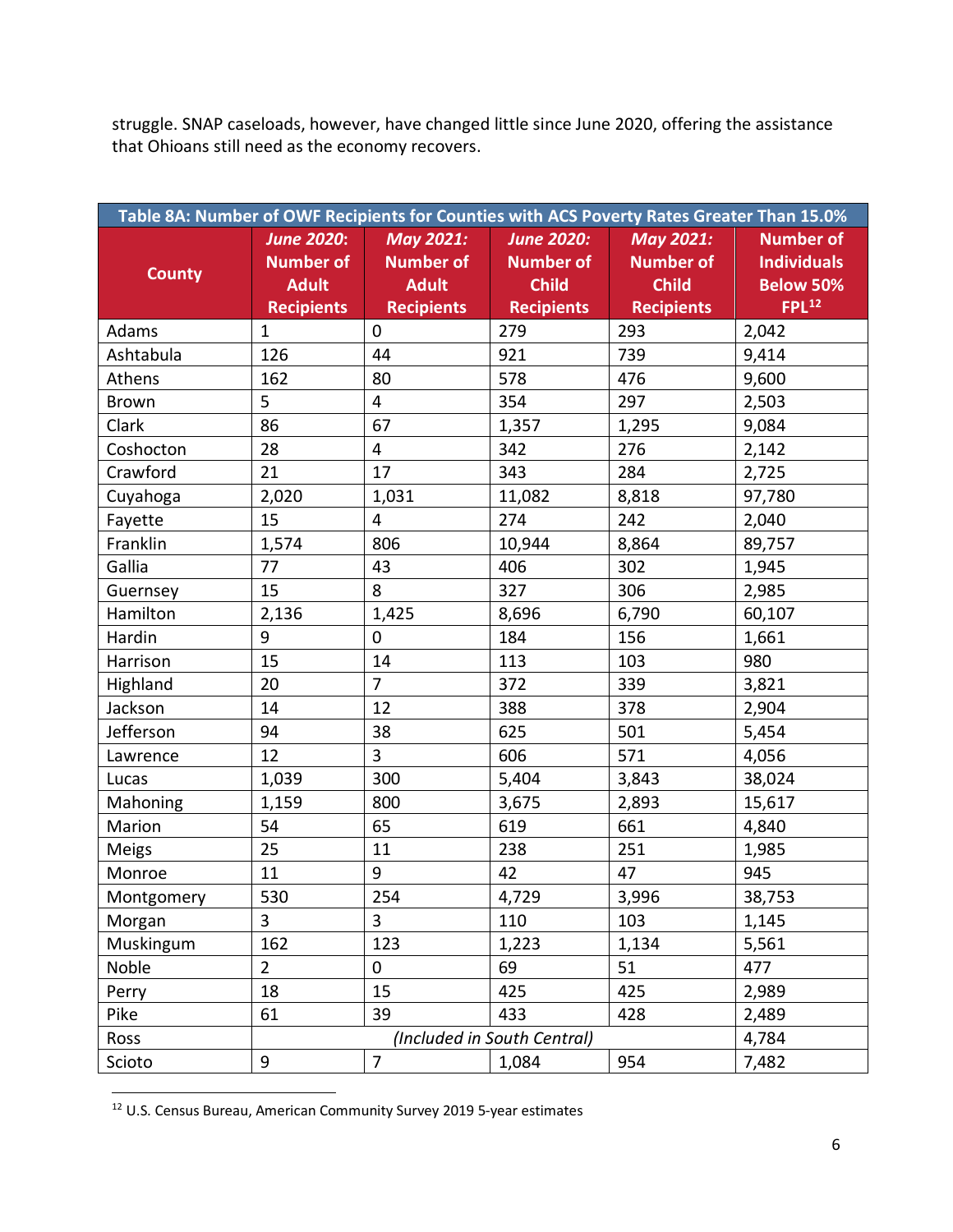struggle. SNAP caseloads, however, have changed little since June 2020, offering the assistance that Ohioans still need as the economy recovers.

**Table 8A: Number of OWF Recipients for Counties with ACS Poverty Rates Greater Than 15.0%**

| County | *June 2020*: Number of Adult Recipients | *May 2021:* Number of Adult Recipients | *June 2020:* Number of Child Recipients | *May 2021:* Number of Child Recipients | Number of Individuals Below 50% FPL[12] |
|---|---|---|---|---|---|
| Adams | 1 | 0 | 279 | 293 | 2,042 |
| Ashtabula | 126 | 44 | 921 | 739 | 9,414 |
| Athens | 162 | 80 | 578 | 476 | 9,600 |
| Brown | 5 | 4 | 354 | 297 | 2,503 |
| Clark | 86 | 67 | 1,357 | 1,295 | 9,084 |
| Coshocton | 28 | 4 | 342 | 276 | 2,142 |
| Crawford | 21 | 17 | 343 | 284 | 2,725 |
| Cuyahoga | 2,020 | 1,031 | 11,082 | 8,818 | 97,780 |
| Fayette | 15 | 4 | 274 | 242 | 2,040 |
| Franklin | 1,574 | 806 | 10,944 | 8,864 | 89,757 |
| Gallia | 77 | 43 | 406 | 302 | 1,945 |
| Guernsey | 15 | 8 | 327 | 306 | 2,985 |
| Hamilton | 2,136 | 1,425 | 8,696 | 6,790 | 60,107 |
| Hardin | 9 | 0 | 184 | 156 | 1,661 |
| Harrison | 15 | 14 | 113 | 103 | 980 |
| Highland | 20 | 7 | 372 | 339 | 3,821 |
| Jackson | 14 | 12 | 388 | 378 | 2,904 |
| Jefferson | 94 | 38 | 625 | 501 | 5,454 |
| Lawrence | 12 | 3 | 606 | 571 | 4,056 |
| Lucas | 1,039 | 300 | 5,404 | 3,843 | 38,024 |
| Mahoning | 1,159 | 800 | 3,675 | 2,893 | 15,617 |
| Marion | 54 | 65 | 619 | 661 | 4,840 |
| Meigs | 25 | 11 | 238 | 251 | 1,985 |
| Monroe | 11 | 9 | 42 | 47 | 945 |
| Montgomery | 530 | 254 | 4,729 | 3,996 | 38,753 |
| Morgan | 3 | 3 | 110 | 103 | 1,145 |
| Muskingum | 162 | 123 | 1,223 | 1,134 | 5,561 |
| Noble | 2 | 0 | 69 | 51 | 477 |
| Perry | 18 | 15 | 425 | 425 | 2,989 |
| Pike | 61 | 39 | 433 | 428 | 2,489 |
| Ross | *(Included in South Central)* | | | | 4,784 |
| Scioto | 9 | 7 | 1,084 | 954 | 7,482 |

[12] U.S. Census Bureau, American Community Survey 2019 5-year estimates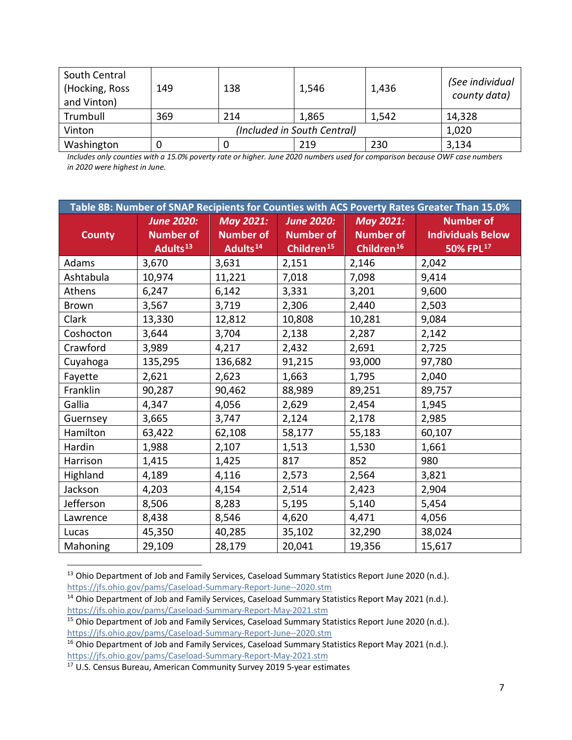| | | | | | |
|---|---|---|---|---|---|
| South Central (Hocking, Ross and Vinton) | 149 | 138 | 1,546 | 1,436 | *(See individual county data)* |
| Trumbull | 369 | 214 | 1,865 | 1,542 | 14,328 |
| Vinton | *(Included in South Central)* | | | | 1,020 |
| Washington | 0 | 0 | 219 | 230 | 3,134 |

*Includes only counties with a 15.0% poverty rate or higher. June 2020 numbers used for comparison because OWF case numbers in 2020 were highest in June.*

**Table 8B: Number of SNAP Recipients for Counties with ACS Poverty Rates Greater Than 15.0%**

| County | *June 2020:* Number of Adults[13] | *May 2021:* Number of Adults[14] | *June 2020:* Number of Children[15] | *May 2021:* Number of Children[16] | Number of Individuals Below 50% FPL[17] |
|---|---|---|---|---|---|
| Adams | 3,670 | 3,631 | 2,151 | 2,146 | 2,042 |
| Ashtabula | 10,974 | 11,221 | 7,018 | 7,098 | 9,414 |
| Athens | 6,247 | 6,142 | 3,331 | 3,201 | 9,600 |
| Brown | 3,567 | 3,719 | 2,306 | 2,440 | 2,503 |
| Clark | 13,330 | 12,812 | 10,808 | 10,281 | 9,084 |
| Coshocton | 3,644 | 3,704 | 2,138 | 2,287 | 2,142 |
| Crawford | 3,989 | 4,217 | 2,432 | 2,691 | 2,725 |
| Cuyahoga | 135,295 | 136,682 | 91,215 | 93,000 | 97,780 |
| Fayette | 2,621 | 2,623 | 1,663 | 1,795 | 2,040 |
| Franklin | 90,287 | 90,462 | 88,989 | 89,251 | 89,757 |
| Gallia | 4,347 | 4,056 | 2,629 | 2,454 | 1,945 |
| Guernsey | 3,665 | 3,747 | 2,124 | 2,178 | 2,985 |
| Hamilton | 63,422 | 62,108 | 58,177 | 55,183 | 60,107 |
| Hardin | 1,988 | 2,107 | 1,513 | 1,530 | 1,661 |
| Harrison | 1,415 | 1,425 | 817 | 852 | 980 |
| Highland | 4,189 | 4,116 | 2,573 | 2,564 | 3,821 |
| Jackson | 4,203 | 4,154 | 2,514 | 2,423 | 2,904 |
| Jefferson | 8,506 | 8,283 | 5,195 | 5,140 | 5,454 |
| Lawrence | 8,438 | 8,546 | 4,620 | 4,471 | 4,056 |
| Lucas | 45,350 | 40,285 | 35,102 | 32,290 | 38,024 |
| Mahoning | 29,109 | 28,179 | 20,041 | 19,356 | 15,617 |

[13] Ohio Department of Job and Family Services, Caseload Summary Statistics Report June 2020 (n.d.). https://jfs.ohio.gov/pams/Caseload-Summary-Report-June--2020.stm

[14] Ohio Department of Job and Family Services, Caseload Summary Statistics Report May 2021 (n.d.). https://jfs.ohio.gov/pams/Caseload-Summary-Report-May-2021.stm

[15] Ohio Department of Job and Family Services, Caseload Summary Statistics Report June 2020 (n.d.). https://jfs.ohio.gov/pams/Caseload-Summary-Report-June--2020.stm

[16] Ohio Department of Job and Family Services, Caseload Summary Statistics Report May 2021 (n.d.). https://jfs.ohio.gov/pams/Caseload-Summary-Report-May-2021.stm

[17] U.S. Census Bureau, American Community Survey 2019 5-year estimates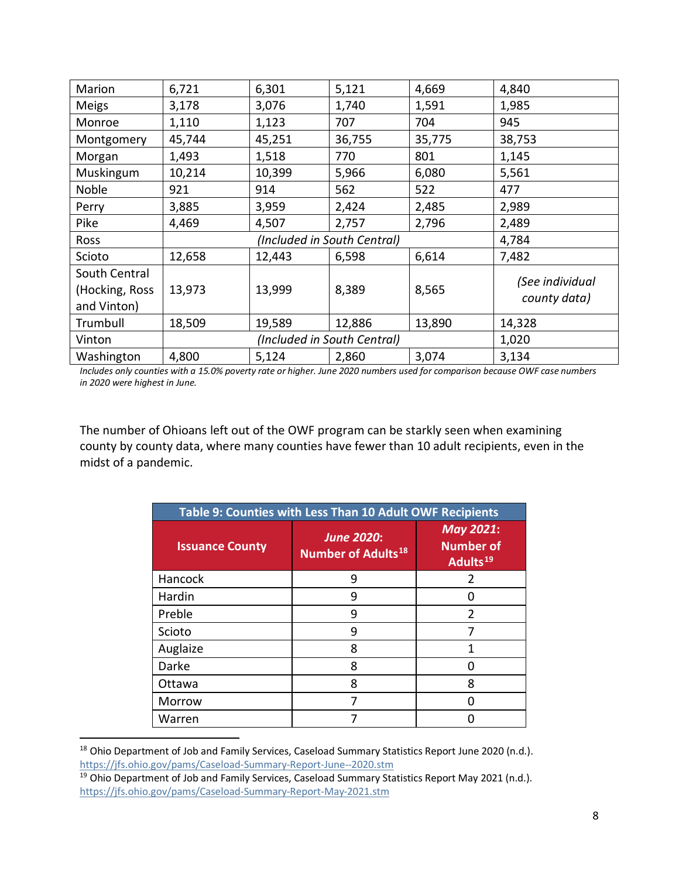| | | | | | |
|---|---|---|---|---|---|
| Marion | 6,721 | 6,301 | 5,121 | 4,669 | 4,840 |
| Meigs | 3,178 | 3,076 | 1,740 | 1,591 | 1,985 |
| Monroe | 1,110 | 1,123 | 707 | 704 | 945 |
| Montgomery | 45,744 | 45,251 | 36,755 | 35,775 | 38,753 |
| Morgan | 1,493 | 1,518 | 770 | 801 | 1,145 |
| Muskingum | 10,214 | 10,399 | 5,966 | 6,080 | 5,561 |
| Noble | 921 | 914 | 562 | 522 | 477 |
| Perry | 3,885 | 3,959 | 2,424 | 2,485 | 2,989 |
| Pike | 4,469 | 4,507 | 2,757 | 2,796 | 2,489 |
| Ross | *(Included in South Central)* | | | | 4,784 |
| Scioto | 12,658 | 12,443 | 6,598 | 6,614 | 7,482 |
| South Central (Hocking, Ross and Vinton) | 13,973 | 13,999 | 8,389 | 8,565 | *(See individual county data)* |
| Trumbull | 18,509 | 19,589 | 12,886 | 13,890 | 14,328 |
| Vinton | *(Included in South Central)* | | | | 1,020 |
| Washington | 4,800 | 5,124 | 2,860 | 3,074 | 3,134 |

*Includes only counties with a 15.0% poverty rate or higher. June 2020 numbers used for comparison because OWF case numbers in 2020 were highest in June.*

The number of Ohioans left out of the OWF program can be starkly seen when examining county by county data, where many counties have fewer than 10 adult recipients, even in the midst of a pandemic.

**Table 9: Counties with Less Than 10 Adult OWF Recipients**

| Issuance County | *June 2020*: Number of Adults[18] | *May 2021*: Number of Adults[19] |
|---|---|---|
| Hancock | 9 | 2 |
| Hardin | 9 | 0 |
| Preble | 9 | 2 |
| Scioto | 9 | 7 |
| Auglaize | 8 | 1 |
| Darke | 8 | 0 |
| Ottawa | 8 | 8 |
| Morrow | 7 | 0 |
| Warren | 7 | 0 |

[18] Ohio Department of Job and Family Services, Caseload Summary Statistics Report June 2020 (n.d.). https://jfs.ohio.gov/pams/Caseload-Summary-Report-June--2020.stm

[19] Ohio Department of Job and Family Services, Caseload Summary Statistics Report May 2021 (n.d.). https://jfs.ohio.gov/pams/Caseload-Summary-Report-May-2021.stm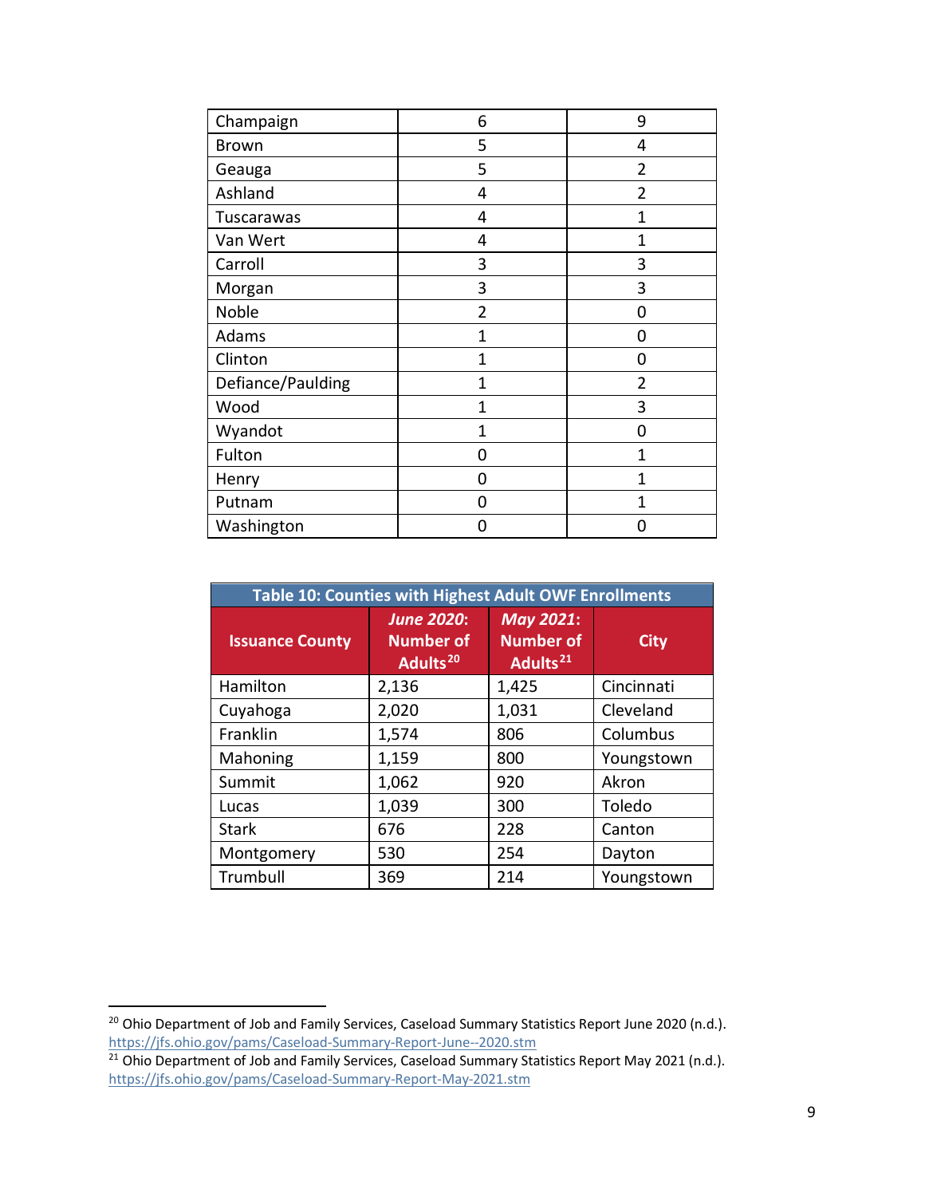| | | |
|---|---|---|
| Champaign | 6 | 9 |
| Brown | 5 | 4 |
| Geauga | 5 | 2 |
| Ashland | 4 | 2 |
| Tuscarawas | 4 | 1 |
| Van Wert | 4 | 1 |
| Carroll | 3 | 3 |
| Morgan | 3 | 3 |
| Noble | 2 | 0 |
| Adams | 1 | 0 |
| Clinton | 1 | 0 |
| Defiance/Paulding | 1 | 2 |
| Wood | 1 | 3 |
| Wyandot | 1 | 0 |
| Fulton | 0 | 1 |
| Henry | 0 | 1 |
| Putnam | 0 | 1 |
| Washington | 0 | 0 |

**Table 10: Counties with Highest Adult OWF Enrollments**

| Issuance County | *June 2020*: Number of Adults[20] | *May 2021*: Number of Adults[21] | City |
|---|---|---|---|
| Hamilton | 2,136 | 1,425 | Cincinnati |
| Cuyahoga | 2,020 | 1,031 | Cleveland |
| Franklin | 1,574 | 806 | Columbus |
| Mahoning | 1,159 | 800 | Youngstown |
| Summit | 1,062 | 920 | Akron |
| Lucas | 1,039 | 300 | Toledo |
| Stark | 676 | 228 | Canton |
| Montgomery | 530 | 254 | Dayton |
| Trumbull | 369 | 214 | Youngstown |

[20] Ohio Department of Job and Family Services, Caseload Summary Statistics Report June 2020 (n.d.). https://jfs.ohio.gov/pams/Caseload-Summary-Report-June--2020.stm

[21] Ohio Department of Job and Family Services, Caseload Summary Statistics Report May 2021 (n.d.). https://jfs.ohio.gov/pams/Caseload-Summary-Report-May-2021.stm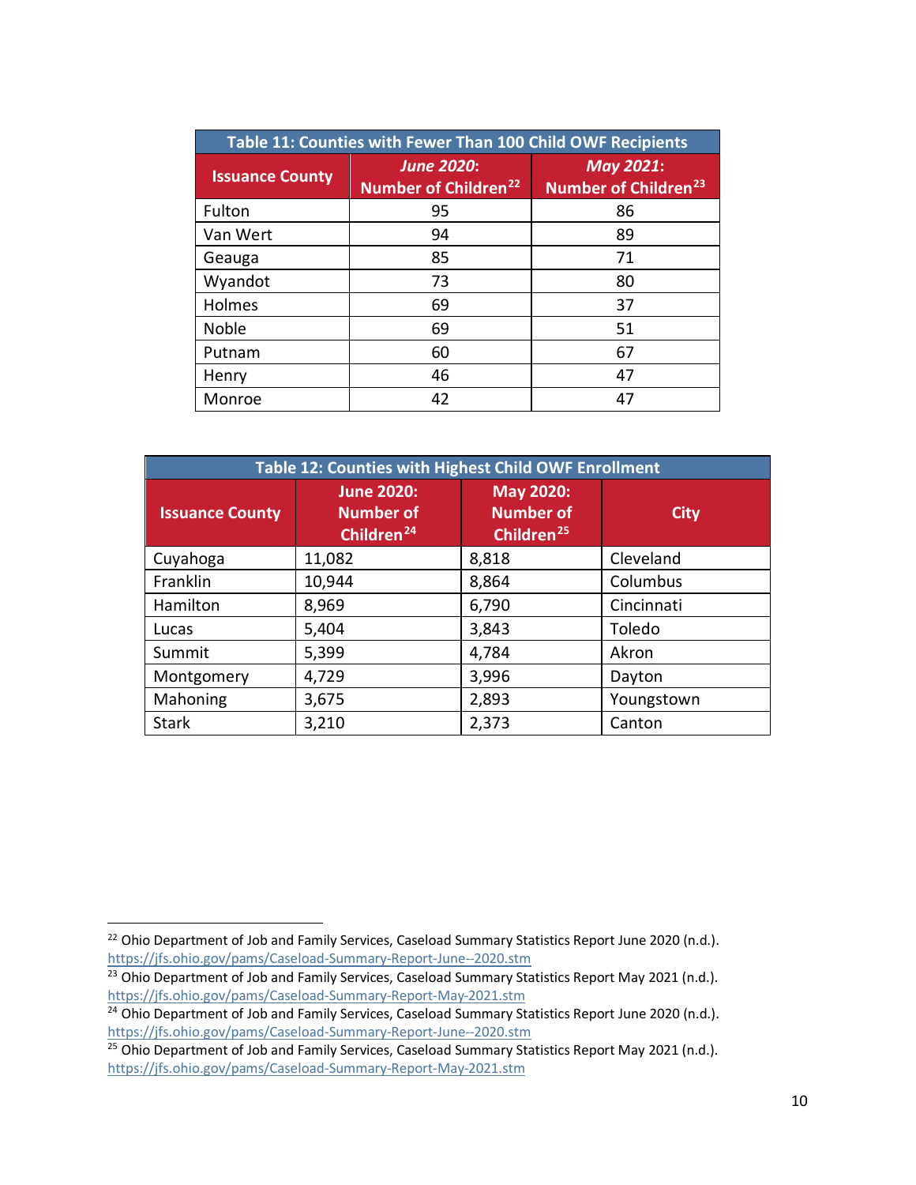| Table 11: Counties with Fewer Than 100 Child OWF Recipients | | |
|---|---|---|
| Issuance County | *June 2020*: Number of Children[22] | *May 2021*: Number of Children[23] |
| Fulton | 95 | 86 |
| Van Wert | 94 | 89 |
| Geauga | 85 | 71 |
| Wyandot | 73 | 80 |
| Holmes | 69 | 37 |
| Noble | 69 | 51 |
| Putnam | 60 | 67 |
| Henry | 46 | 47 |
| Monroe | 42 | 47 |

| Table 12: Counties with Highest Child OWF Enrollment | | | |
|---|---|---|---|
| Issuance County | June 2020: Number of Children[24] | May 2020: Number of Children[25] | City |
| Cuyahoga | 11,082 | 8,818 | Cleveland |
| Franklin | 10,944 | 8,864 | Columbus |
| Hamilton | 8,969 | 6,790 | Cincinnati |
| Lucas | 5,404 | 3,843 | Toledo |
| Summit | 5,399 | 4,784 | Akron |
| Montgomery | 4,729 | 3,996 | Dayton |
| Mahoning | 3,675 | 2,893 | Youngstown |
| Stark | 3,210 | 2,373 | Canton |

[22] Ohio Department of Job and Family Services, Caseload Summary Statistics Report June 2020 (n.d.). https://jfs.ohio.gov/pams/Caseload-Summary-Report-June--2020.stm

[23] Ohio Department of Job and Family Services, Caseload Summary Statistics Report May 2021 (n.d.). https://jfs.ohio.gov/pams/Caseload-Summary-Report-May-2021.stm

[24] Ohio Department of Job and Family Services, Caseload Summary Statistics Report June 2020 (n.d.). https://jfs.ohio.gov/pams/Caseload-Summary-Report-June--2020.stm

[25] Ohio Department of Job and Family Services, Caseload Summary Statistics Report May 2021 (n.d.). https://jfs.ohio.gov/pams/Caseload-Summary-Report-May-2021.stm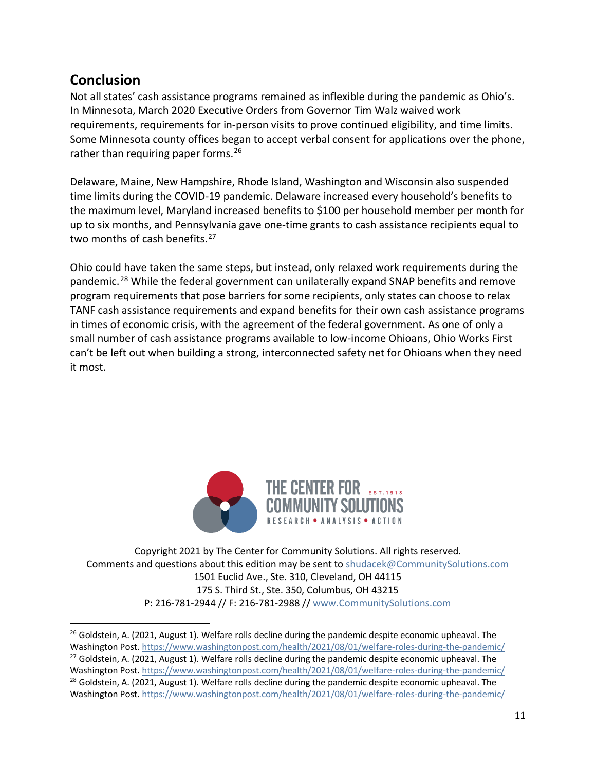## Conclusion

Not all states' cash assistance programs remained as inflexible during the pandemic as Ohio's. In Minnesota, March 2020 Executive Orders from Governor Tim Walz waived work requirements, requirements for in-person visits to prove continued eligibility, and time limits. Some Minnesota county offices began to accept verbal consent for applications over the phone, rather than requiring paper forms.[26]

Delaware, Maine, New Hampshire, Rhode Island, Washington and Wisconsin also suspended time limits during the COVID-19 pandemic. Delaware increased every household's benefits to the maximum level, Maryland increased benefits to $100 per household member per month for up to six months, and Pennsylvania gave one-time grants to cash assistance recipients equal to two months of cash benefits.[27]

Ohio could have taken the same steps, but instead, only relaxed work requirements during the pandemic.[28] While the federal government can unilaterally expand SNAP benefits and remove program requirements that pose barriers for some recipients, only states can choose to relax TANF cash assistance requirements and expand benefits for their own cash assistance programs in times of economic crisis, with the agreement of the federal government. As one of only a small number of cash assistance programs available to low-income Ohioans, Ohio Works First can't be left out when building a strong, interconnected safety net for Ohioans when they need it most.

THE CENTER FOR COMMUNITY SOLUTIONS EST. 1913
RESEARCH • ANALYSIS • ACTION

Copyright 2021 by The Center for Community Solutions. All rights reserved.
Comments and questions about this edition may be sent to shudacek@CommunitySolutions.com
1501 Euclid Ave., Ste. 310, Cleveland, OH 44115
175 S. Third St., Ste. 350, Columbus, OH 43215
P: 216-781-2944 // F: 216-781-2988 // www.CommunitySolutions.com

---

[26] Goldstein, A. (2021, August 1). Welfare rolls decline during the pandemic despite economic upheaval. The Washington Post. https://www.washingtonpost.com/health/2021/08/01/welfare-roles-during-the-pandemic/

[27] Goldstein, A. (2021, August 1). Welfare rolls decline during the pandemic despite economic upheaval. The Washington Post. https://www.washingtonpost.com/health/2021/08/01/welfare-roles-during-the-pandemic/

[28] Goldstein, A. (2021, August 1). Welfare rolls decline during the pandemic despite economic upheaval. The Washington Post. https://www.washingtonpost.com/health/2021/08/01/welfare-roles-during-the-pandemic/